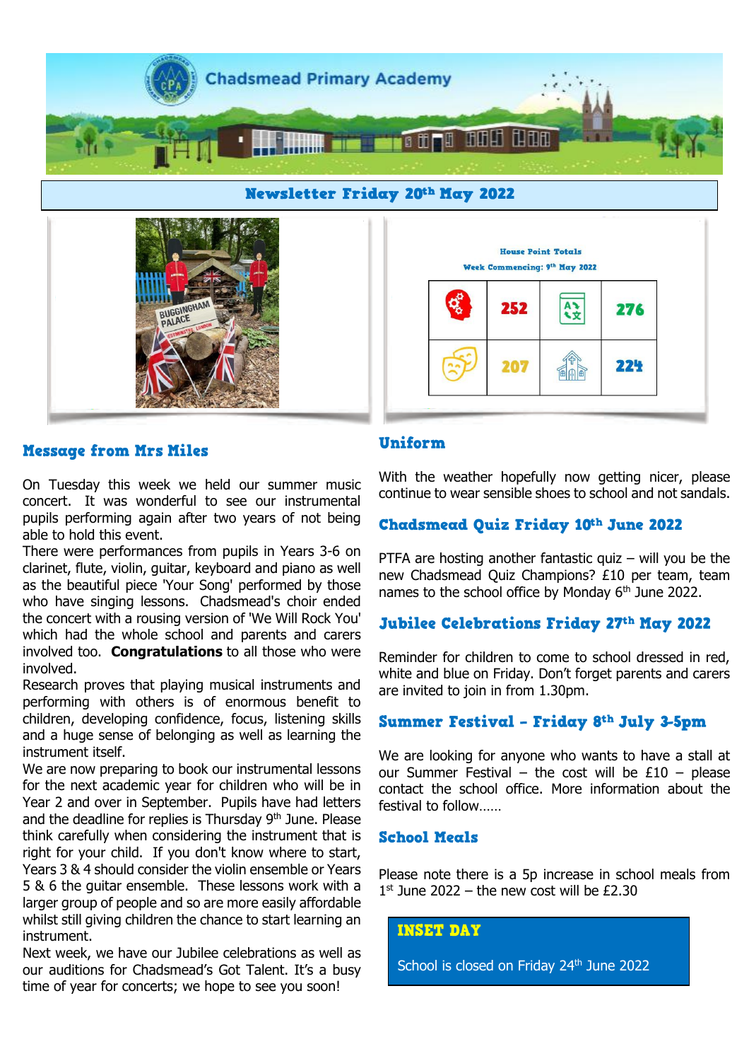# Chadsmead Primary Academy

## Newsletter Friday 20th May 2022

**House Point Totals**

**Week Commencing: 9th May 2022**

| | | | |
|---|---|---|---|
| | 252 | | 276 |
| | 207 | | 224 |

## Message from Mrs Miles

On Tuesday this week we held our summer music concert. It was wonderful to see our instrumental pupils performing again after two years of not being able to hold this event.

There were performances from pupils in Years 3-6 on clarinet, flute, violin, guitar, keyboard and piano as well as the beautiful piece 'Your Song' performed by those who have singing lessons. Chadsmead's choir ended the concert with a rousing version of 'We Will Rock You' which had the whole school and parents and carers involved too. **Congratulations** to all those who were involved.

Research proves that playing musical instruments and performing with others is of enormous benefit to children, developing confidence, focus, listening skills and a huge sense of belonging as well as learning the instrument itself.

We are now preparing to book our instrumental lessons for the next academic year for children who will be in Year 2 and over in September. Pupils have had letters and the deadline for replies is Thursday 9th June. Please think carefully when considering the instrument that is right for your child. If you don't know where to start, Years 3 & 4 should consider the violin ensemble or Years 5 & 6 the guitar ensemble. These lessons work with a larger group of people and so are more easily affordable whilst still giving children the chance to start learning an instrument.

Next week, we have our Jubilee celebrations as well as our auditions for Chadsmead's Got Talent. It's a busy time of year for concerts; we hope to see you soon!

## Uniform

With the weather hopefully now getting nicer, please continue to wear sensible shoes to school and not sandals.

## Chadsmead Quiz Friday 10th June 2022

PTFA are hosting another fantastic quiz – will you be the new Chadsmead Quiz Champions? £10 per team, team names to the school office by Monday 6th June 2022.

## Jubilee Celebrations Friday 27th May 2022

Reminder for children to come to school dressed in red, white and blue on Friday. Don't forget parents and carers are invited to join in from 1.30pm.

## Summer Festival - Friday 8th July 3-5pm

We are looking for anyone who wants to have a stall at our Summer Festival – the cost will be £10 – please contact the school office. More information about the festival to follow……

## School Meals

Please note there is a 5p increase in school meals from 1st June 2022 – the new cost will be £2.30

## INSET DAY

School is closed on Friday 24th June 2022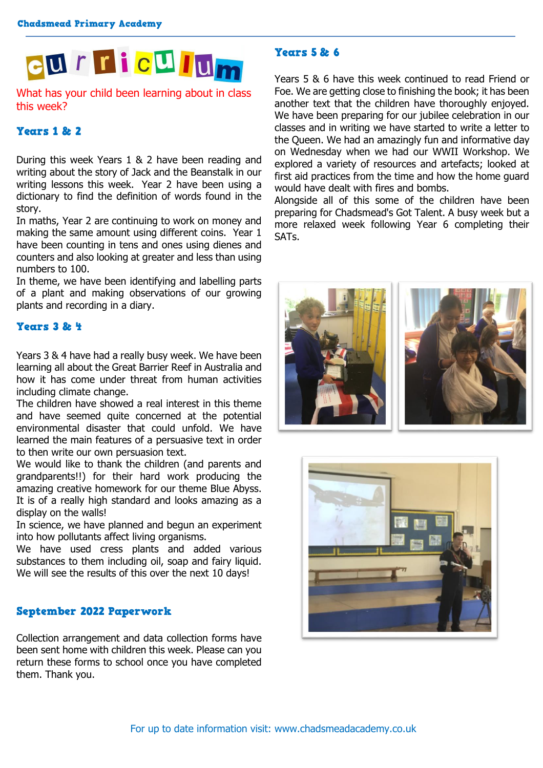# curriculum

What has your child been learning about in class this week?

## Years 1 & 2

During this week Years 1 & 2 have been reading and writing about the story of Jack and the Beanstalk in our writing lessons this week. Year 2 have been using a dictionary to find the definition of words found in the story.

In maths, Year 2 are continuing to work on money and making the same amount using different coins. Year 1 have been counting in tens and ones using dienes and counters and also looking at greater and less than using numbers to 100.

In theme, we have been identifying and labelling parts of a plant and making observations of our growing plants and recording in a diary.

## Years 3 & 4

Years 3 & 4 have had a really busy week. We have been learning all about the Great Barrier Reef in Australia and how it has come under threat from human activities including climate change.

The children have showed a real interest in this theme and have seemed quite concerned at the potential environmental disaster that could unfold. We have learned the main features of a persuasive text in order to then write our own persuasion text.

We would like to thank the children (and parents and grandparents!!) for their hard work producing the amazing creative homework for our theme Blue Abyss. It is of a really high standard and looks amazing as a display on the walls!

In science, we have planned and begun an experiment into how pollutants affect living organisms.

We have used cress plants and added various substances to them including oil, soap and fairy liquid. We will see the results of this over the next 10 days!

## September 2022 Paperwork

Collection arrangement and data collection forms have been sent home with children this week. Please can you return these forms to school once you have completed them. Thank you.

## Years 5 & 6

Years 5 & 6 have this week continued to read Friend or Foe. We are getting close to finishing the book; it has been another text that the children have thoroughly enjoyed. We have been preparing for our jubilee celebration in our classes and in writing we have started to write a letter to the Queen. We had an amazingly fun and informative day on Wednesday when we had our WWII Workshop. We explored a variety of resources and artefacts; looked at first aid practices from the time and how the home guard would have dealt with fires and bombs.

Alongside all of this some of the children have been preparing for Chadsmead's Got Talent. A busy week but a more relaxed week following Year 6 completing their SATs.

For up to date information visit: www.chadsmeadacademy.co.uk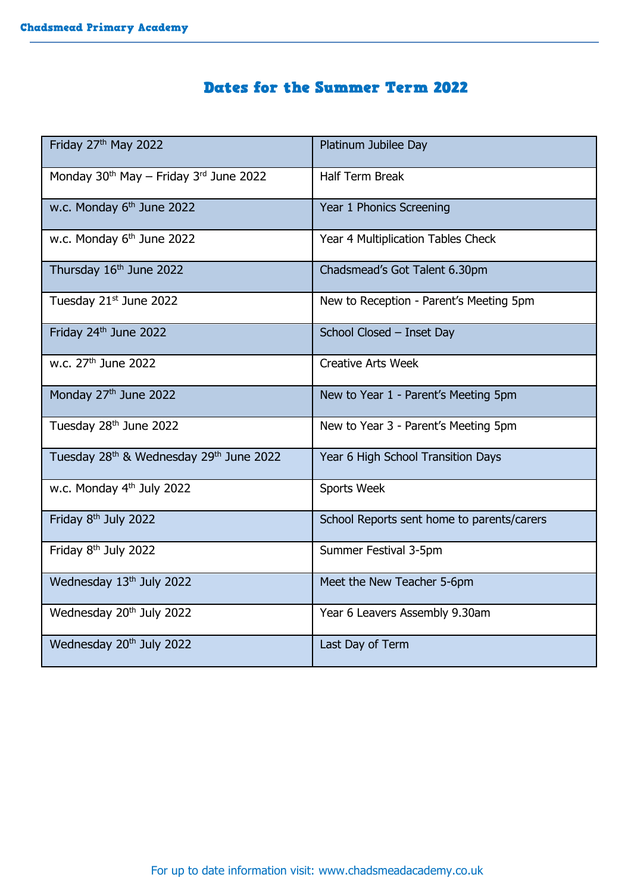# Dates for the Summer Term 2022

| | |
|---|---|
| Friday 27th May 2022 | Platinum Jubilee Day |
| Monday 30th May – Friday 3rd June 2022 | Half Term Break |
| w.c. Monday 6th June 2022 | Year 1 Phonics Screening |
| w.c. Monday 6th June 2022 | Year 4 Multiplication Tables Check |
| Thursday 16th June 2022 | Chadsmead's Got Talent 6.30pm |
| Tuesday 21st June 2022 | New to Reception - Parent's Meeting 5pm |
| Friday 24th June 2022 | School Closed – Inset Day |
| w.c. 27th June 2022 | Creative Arts Week |
| Monday 27th June 2022 | New to Year 1 - Parent's Meeting 5pm |
| Tuesday 28th June 2022 | New to Year 3 - Parent's Meeting 5pm |
| Tuesday 28th & Wednesday 29th June 2022 | Year 6 High School Transition Days |
| w.c. Monday 4th July 2022 | Sports Week |
| Friday 8th July 2022 | School Reports sent home to parents/carers |
| Friday 8th July 2022 | Summer Festival 3-5pm |
| Wednesday 13th July 2022 | Meet the New Teacher 5-6pm |
| Wednesday 20th July 2022 | Year 6 Leavers Assembly 9.30am |
| Wednesday 20th July 2022 | Last Day of Term |

For up to date information visit: www.chadsmeadacademy.co.uk